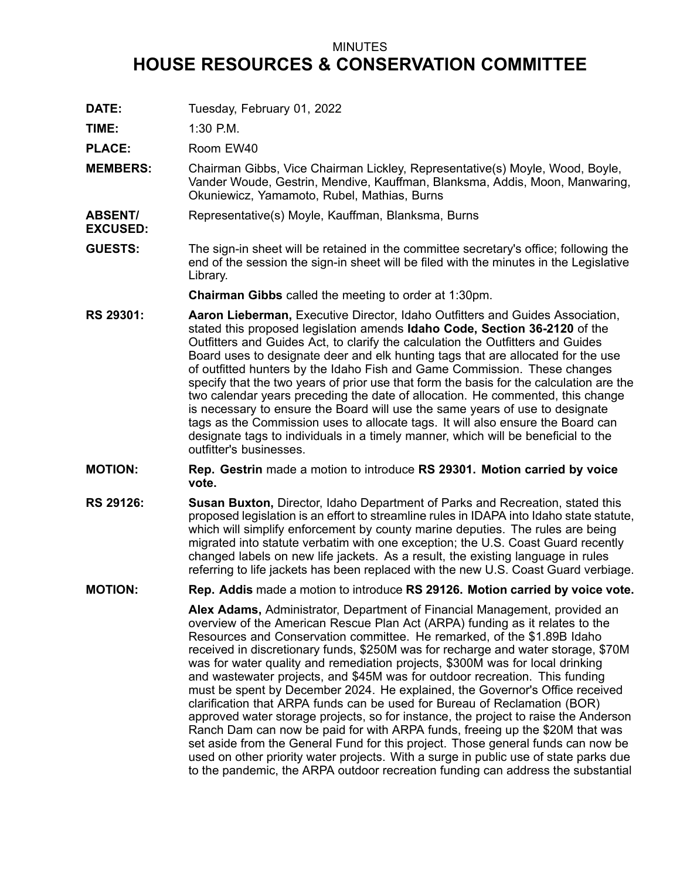MINUTES

# HOUSE RESOURCES & CONSERVATION COMMITTEE

**DATE:** Tuesday, February 01, 2022

**TIME:** 1:30 P.M.

**PLACE:** Room EW40

**MEMBERS:** Chairman Gibbs, Vice Chairman Lickley, Representative(s) Moyle, Wood, Boyle, Vander Woude, Gestrin, Mendive, Kauffman, Blanksma, Addis, Moon, Manwaring, Okuniewicz, Yamamoto, Rubel, Mathias, Burns

**ABSENT/ EXCUSED:** Representative(s) Moyle, Kauffman, Blanksma, Burns

**GUESTS:** The sign-in sheet will be retained in the committee secretary's office; following the end of the session the sign-in sheet will be filed with the minutes in the Legislative Library.

**Chairman Gibbs** called the meeting to order at 1:30pm.

**RS 29301:** **Aaron Lieberman,** Executive Director, Idaho Outfitters and Guides Association, stated this proposed legislation amends **Idaho Code, Section 36-2120** of the Outfitters and Guides Act, to clarify the calculation the Outfitters and Guides Board uses to designate deer and elk hunting tags that are allocated for the use of outfitted hunters by the Idaho Fish and Game Commission. These changes specify that the two years of prior use that form the basis for the calculation are the two calendar years preceding the date of allocation. He commented, this change is necessary to ensure the Board will use the same years of use to designate tags as the Commission uses to allocate tags. It will also ensure the Board can designate tags to individuals in a timely manner, which will be beneficial to the outfitter's businesses.

**MOTION:** **Rep. Gestrin** made a motion to introduce **RS 29301. Motion carried by voice vote.**

**RS 29126:** **Susan Buxton,** Director, Idaho Department of Parks and Recreation, stated this proposed legislation is an effort to streamline rules in IDAPA into Idaho state statute, which will simplify enforcement by county marine deputies. The rules are being migrated into statute verbatim with one exception; the U.S. Coast Guard recently changed labels on new life jackets. As a result, the existing language in rules referring to life jackets has been replaced with the new U.S. Coast Guard verbiage.

**MOTION:** **Rep. Addis** made a motion to introduce **RS 29126. Motion carried by voice vote.**

**Alex Adams,** Administrator, Department of Financial Management, provided an overview of the American Rescue Plan Act (ARPA) funding as it relates to the Resources and Conservation committee. He remarked, of the $1.89B Idaho received in discretionary funds, $250M was for recharge and water storage, $70M was for water quality and remediation projects, $300M was for local drinking and wastewater projects, and $45M was for outdoor recreation. This funding must be spent by December 2024. He explained, the Governor's Office received clarification that ARPA funds can be used for Bureau of Reclamation (BOR) approved water storage projects, so for instance, the project to raise the Anderson Ranch Dam can now be paid for with ARPA funds, freeing up the $20M that was set aside from the General Fund for this project. Those general funds can now be used on other priority water projects. With a surge in public use of state parks due to the pandemic, the ARPA outdoor recreation funding can address the substantial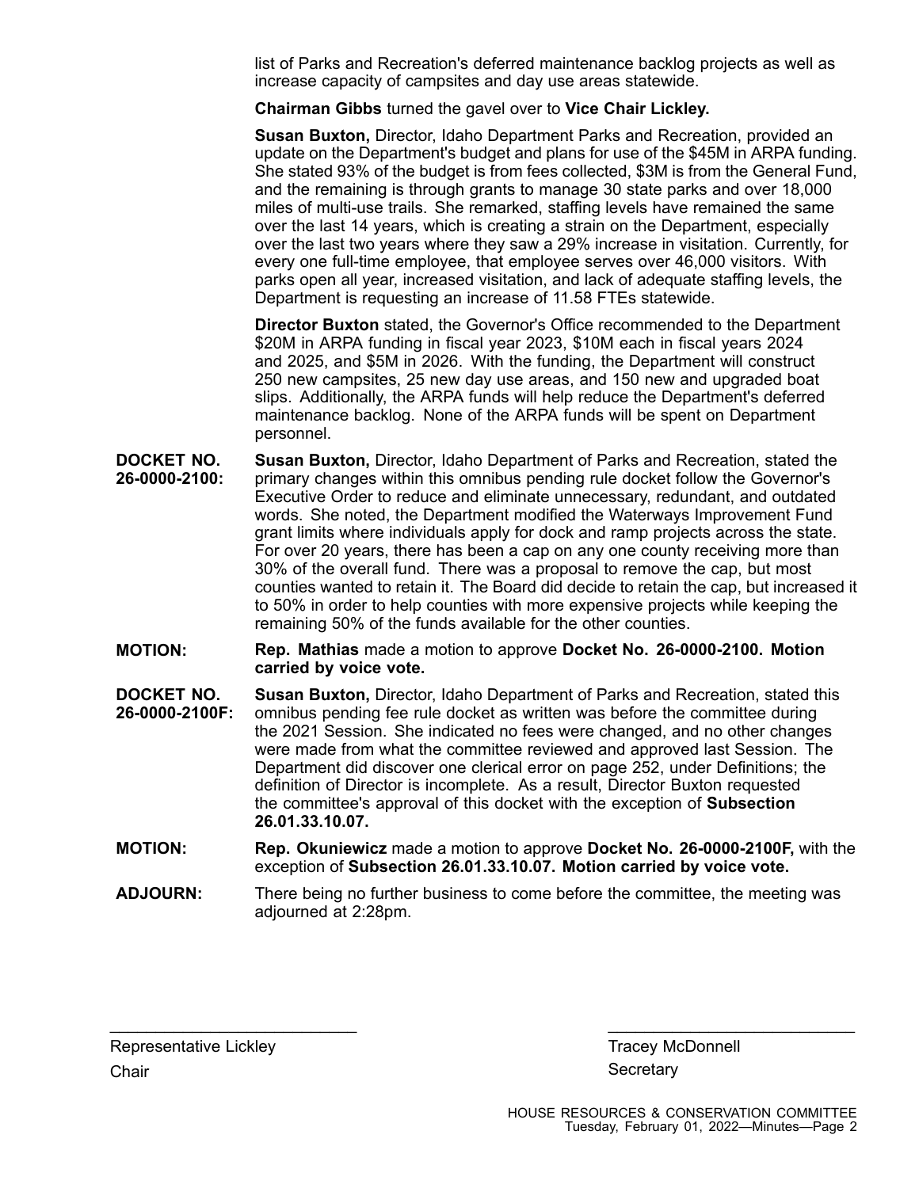list of Parks and Recreation's deferred maintenance backlog projects as well as increase capacity of campsites and day use areas statewide.

**Chairman Gibbs** turned the gavel over to **Vice Chair Lickley.**

**Susan Buxton,** Director, Idaho Department Parks and Recreation, provided an update on the Department's budget and plans for use of the $45M in ARPA funding. She stated 93% of the budget is from fees collected, $3M is from the General Fund, and the remaining is through grants to manage 30 state parks and over 18,000 miles of multi-use trails. She remarked, staffing levels have remained the same over the last 14 years, which is creating a strain on the Department, especially over the last two years where they saw a 29% increase in visitation. Currently, for every one full-time employee, that employee serves over 46,000 visitors. With parks open all year, increased visitation, and lack of adequate staffing levels, the Department is requesting an increase of 11.58 FTEs statewide.

**Director Buxton** stated, the Governor's Office recommended to the Department $20M in ARPA funding in fiscal year 2023, $10M each in fiscal years 2024 and 2025, and $5M in 2026. With the funding, the Department will construct 250 new campsites, 25 new day use areas, and 150 new and upgraded boat slips. Additionally, the ARPA funds will help reduce the Department's deferred maintenance backlog. None of the ARPA funds will be spent on Department personnel.

**DOCKET NO. 26-0000-2100:** **Susan Buxton,** Director, Idaho Department of Parks and Recreation, stated the primary changes within this omnibus pending rule docket follow the Governor's Executive Order to reduce and eliminate unnecessary, redundant, and outdated words. She noted, the Department modified the Waterways Improvement Fund grant limits where individuals apply for dock and ramp projects across the state. For over 20 years, there has been a cap on any one county receiving more than 30% of the overall fund. There was a proposal to remove the cap, but most counties wanted to retain it. The Board did decide to retain the cap, but increased it to 50% in order to help counties with more expensive projects while keeping the remaining 50% of the funds available for the other counties.

**MOTION:** **Rep. Mathias** made a motion to approve **Docket No. 26-0000-2100. Motion carried by voice vote.**

**DOCKET NO. 26-0000-2100F:** **Susan Buxton,** Director, Idaho Department of Parks and Recreation, stated this omnibus pending fee rule docket as written was before the committee during the 2021 Session. She indicated no fees were changed, and no other changes were made from what the committee reviewed and approved last Session. The Department did discover one clerical error on page 252, under Definitions; the definition of Director is incomplete. As a result, Director Buxton requested the committee's approval of this docket with the exception of **Subsection 26.01.33.10.07.**

**MOTION:** **Rep. Okuniewicz** made a motion to approve **Docket No. 26-0000-2100F,** with the exception of **Subsection 26.01.33.10.07. Motion carried by voice vote.**

**ADJOURN:** There being no further business to come before the committee, the meeting was adjourned at 2:28pm.

___________________________
Representative Lickley
Chair

___________________________
Tracey McDonnell
Secretary